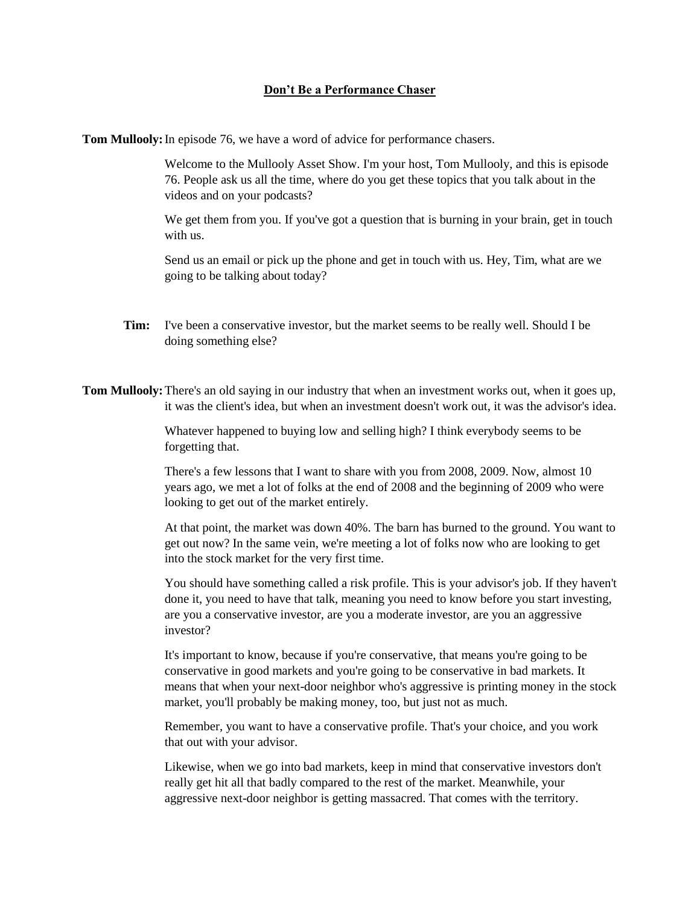## Don't Be a Performance Chaser

**Tom Mullooly:** In episode 76, we have a word of advice for performance chasers.

Welcome to the Mullooly Asset Show. I'm your host, Tom Mullooly, and this is episode 76. People ask us all the time, where do you get these topics that you talk about in the videos and on your podcasts?

We get them from you. If you've got a question that is burning in your brain, get in touch with us.

Send us an email or pick up the phone and get in touch with us. Hey, Tim, what are we going to be talking about today?

**Tim:** I've been a conservative investor, but the market seems to be really well. Should I be doing something else?

**Tom Mullooly:** There's an old saying in our industry that when an investment works out, when it goes up, it was the client's idea, but when an investment doesn't work out, it was the advisor's idea.

Whatever happened to buying low and selling high? I think everybody seems to be forgetting that.

There's a few lessons that I want to share with you from 2008, 2009. Now, almost 10 years ago, we met a lot of folks at the end of 2008 and the beginning of 2009 who were looking to get out of the market entirely.

At that point, the market was down 40%. The barn has burned to the ground. You want to get out now? In the same vein, we're meeting a lot of folks now who are looking to get into the stock market for the very first time.

You should have something called a risk profile. This is your advisor's job. If they haven't done it, you need to have that talk, meaning you need to know before you start investing, are you a conservative investor, are you a moderate investor, are you an aggressive investor?

It's important to know, because if you're conservative, that means you're going to be conservative in good markets and you're going to be conservative in bad markets. It means that when your next-door neighbor who's aggressive is printing money in the stock market, you'll probably be making money, too, but just not as much.

Remember, you want to have a conservative profile. That's your choice, and you work that out with your advisor.

Likewise, when we go into bad markets, keep in mind that conservative investors don't really get hit all that badly compared to the rest of the market. Meanwhile, your aggressive next-door neighbor is getting massacred. That comes with the territory.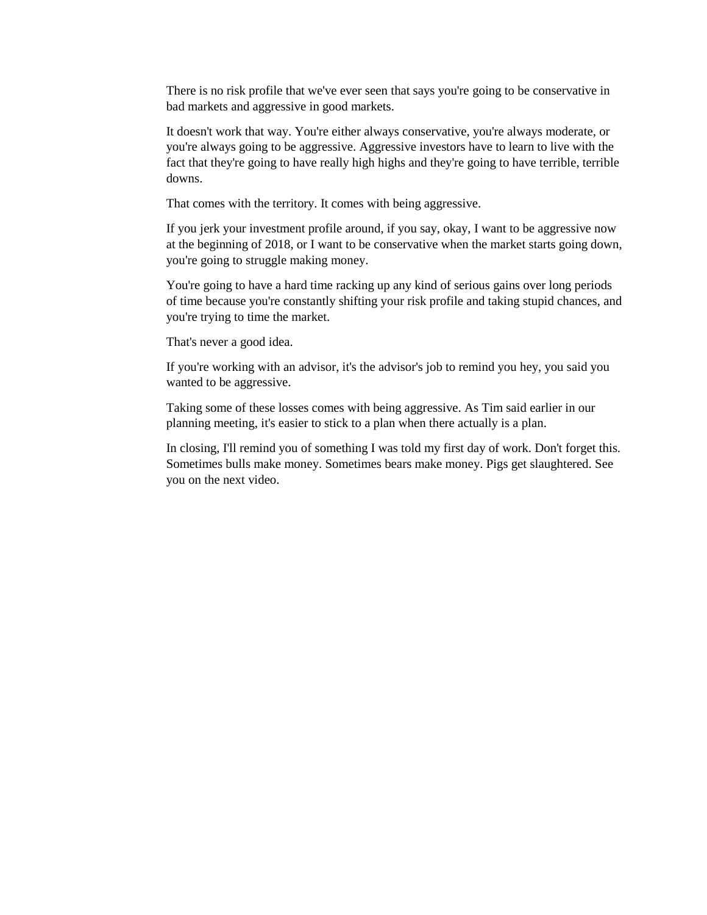There is no risk profile that we've ever seen that says you're going to be conservative in bad markets and aggressive in good markets.

It doesn't work that way. You're either always conservative, you're always moderate, or you're always going to be aggressive. Aggressive investors have to learn to live with the fact that they're going to have really high highs and they're going to have terrible, terrible downs.

That comes with the territory. It comes with being aggressive.

If you jerk your investment profile around, if you say, okay, I want to be aggressive now at the beginning of 2018, or I want to be conservative when the market starts going down, you're going to struggle making money.

You're going to have a hard time racking up any kind of serious gains over long periods of time because you're constantly shifting your risk profile and taking stupid chances, and you're trying to time the market.

That's never a good idea.

If you're working with an advisor, it's the advisor's job to remind you hey, you said you wanted to be aggressive.

Taking some of these losses comes with being aggressive. As Tim said earlier in our planning meeting, it's easier to stick to a plan when there actually is a plan.

In closing, I'll remind you of something I was told my first day of work. Don't forget this. Sometimes bulls make money. Sometimes bears make money. Pigs get slaughtered. See you on the next video.